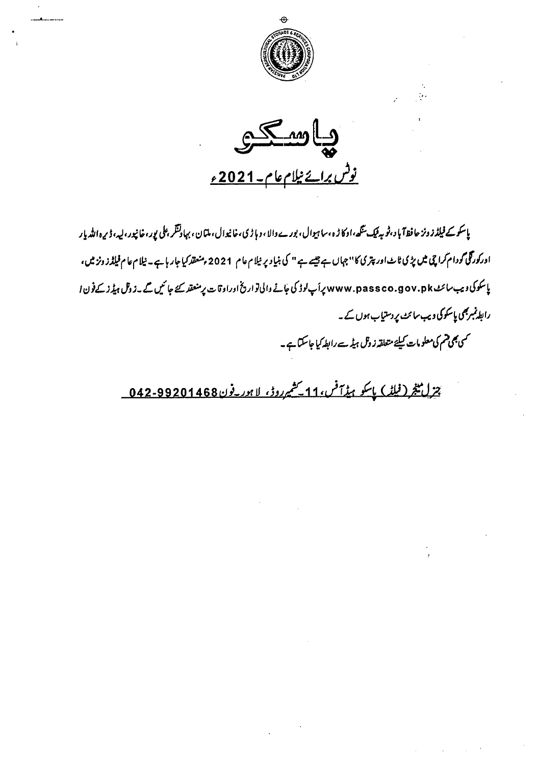# پاسکو

## نوٹس برائے نیلام عام۔2021ء

پاسکو کے فیلڈز ونز حافظ آباد، ٹوبہ ٹیک سنگھ، اوکاڑہ، ساہیوال، بورے والا، وہاڑی، خانیوال، ملتان، بہاولنگر، علی پور، خانپور، لیہ، ڈیرہ اللہ یار اور کورنگی گودام کراچی میں پڑی ٹاٹ اور پتری کا "جہاں ہے جیسے ہے" کی بنیاد پر نیلام عام 2021ء منعقد کیا جارہا ہے۔ نیلام عام فیلڈز ونز میں، پاسکو کی ویب سائٹ www.passco.gov.pk پر اپ لوڈ کی جانے والی تواریخ اور اوقات پر منعقد کیے جائیں گے۔ زونل ہیڈز کے فون / رابطہ نمبر بھی پاسکو کی ویب سائٹ پر دستیاب ہوں گے۔

کسی بھی قسم کی معلومات کیلئے متعلقہ زونل ہیڈ سے رابطہ کیا جاسکتا ہے۔

جنرل مینجر (فیلڈ) پاسکو ہیڈ آفس، 11۔کشمیر روڈ، لاہور۔فون 042-99201468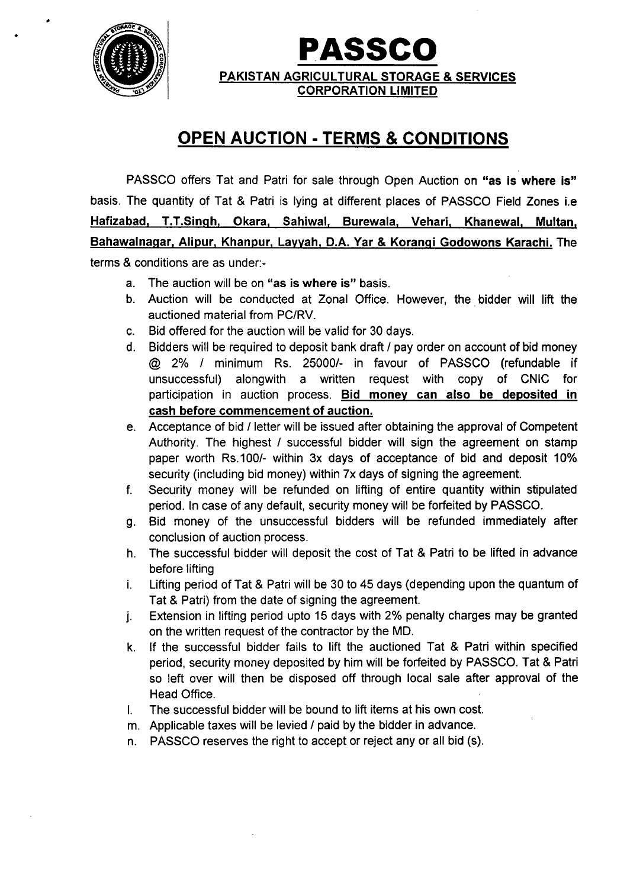# PASSCO

**PAKISTAN AGRICULTURAL STORAGE & SERVICES CORPORATION LIMITED**

## OPEN AUCTION - TERMS & CONDITIONS

PASSCO offers Tat and Patri for sale through Open Auction on **"as is where is"** basis. The quantity of Tat & Patri is lying at different places of PASSCO Field Zones i.e **Hafizabad, T.T.Singh, Okara, Sahiwal, Burewala, Vehari, Khanewal, Multan, Bahawalnagar, Alipur, Khanpur, Layyah, D.A. Yar & Korangi Godowons Karachi.** The terms & conditions are as under:-

a. The auction will be on **"as is where is"** basis.

b. Auction will be conducted at Zonal Office. However, the bidder will lift the auctioned material from PC/RV.

c. Bid offered for the auction will be valid for 30 days.

d. Bidders will be required to deposit bank draft / pay order on account of bid money @ 2% / minimum Rs. 25000/- in favour of PASSCO (refundable if unsuccessful) alongwith a written request with copy of CNIC for participation in auction process. **Bid money can also be deposited in cash before commencement of auction.**

e. Acceptance of bid / letter will be issued after obtaining the approval of Competent Authority. The highest / successful bidder will sign the agreement on stamp paper worth Rs.100/- within 3x days of acceptance of bid and deposit 10% security (including bid money) within 7x days of signing the agreement.

f. Security money will be refunded on lifting of entire quantity within stipulated period. In case of any default, security money will be forfeited by PASSCO.

g. Bid money of the unsuccessful bidders will be refunded immediately after conclusion of auction process.

h. The successful bidder will deposit the cost of Tat & Patri to be lifted in advance before lifting

i. Lifting period of Tat & Patri will be 30 to 45 days (depending upon the quantum of Tat & Patri) from the date of signing the agreement.

j. Extension in lifting period upto 15 days with 2% penalty charges may be granted on the written request of the contractor by the MD.

k. If the successful bidder fails to lift the auctioned Tat & Patri within specified period, security money deposited by him will be forfeited by PASSCO. Tat & Patri so left over will then be disposed off through local sale after approval of the Head Office.

l. The successful bidder will be bound to lift items at his own cost.

m. Applicable taxes will be levied / paid by the bidder in advance.

n. PASSCO reserves the right to accept or reject any or all bid (s).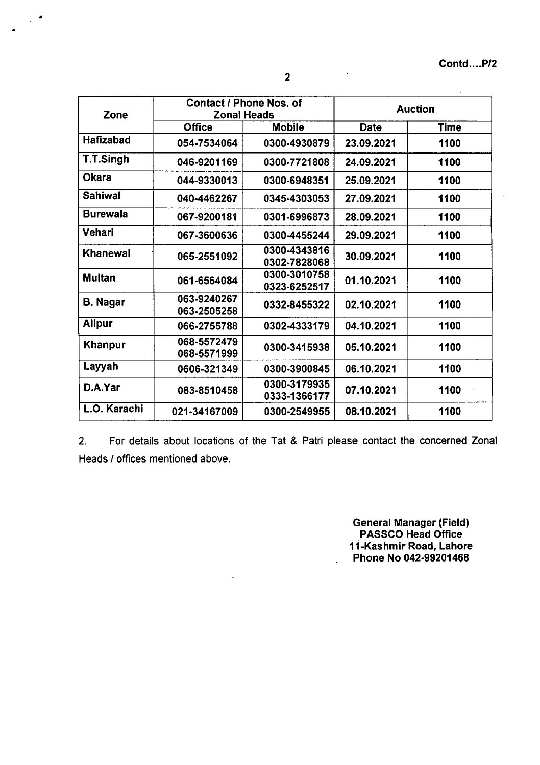Contd....P/2

| Zone | Contact / Phone Nos. of Zonal Heads | | Auction | |
|---|---|---|---|---|
| | Office | Mobile | Date | Time |
| Hafizabad | 054-7534064 | 0300-4930879 | 23.09.2021 | 1100 |
| T.T.Singh | 046-9201169 | 0300-7721808 | 24.09.2021 | 1100 |
| Okara | 044-9330013 | 0300-6948351 | 25.09.2021 | 1100 |
| Sahiwal | 040-4462267 | 0345-4303053 | 27.09.2021 | 1100 |
| Burewala | 067-9200181 | 0301-6996873 | 28.09.2021 | 1100 |
| Vehari | 067-3600636 | 0300-4455244 | 29.09.2021 | 1100 |
| Khanewal | 065-2551092 | 0300-4343816<br>0302-7828068 | 30.09.2021 | 1100 |
| Multan | 061-6564084 | 0300-3010758<br>0323-6252517 | 01.10.2021 | 1100 |
| B. Nagar | 063-9240267<br>063-2505258 | 0332-8455322 | 02.10.2021 | 1100 |
| Alipur | 066-2755788 | 0302-4333179 | 04.10.2021 | 1100 |
| Khanpur | 068-5572479<br>068-5571999 | 0300-3415938 | 05.10.2021 | 1100 |
| Layyah | 0606-321349 | 0300-3900845 | 06.10.2021 | 1100 |
| D.A.Yar | 083-8510458 | 0300-3179935<br>0333-1366177 | 07.10.2021 | 1100 |
| L.O. Karachi | 021-34167009 | 0300-2549955 | 08.10.2021 | 1100 |

2. For details about locations of the Tat & Patri please contact the concerned Zonal Heads / offices mentioned above.

**General Manager (Field)**
**PASSCO Head Office**
**11-Kashmir Road, Lahore**
**Phone No 042-99201468**